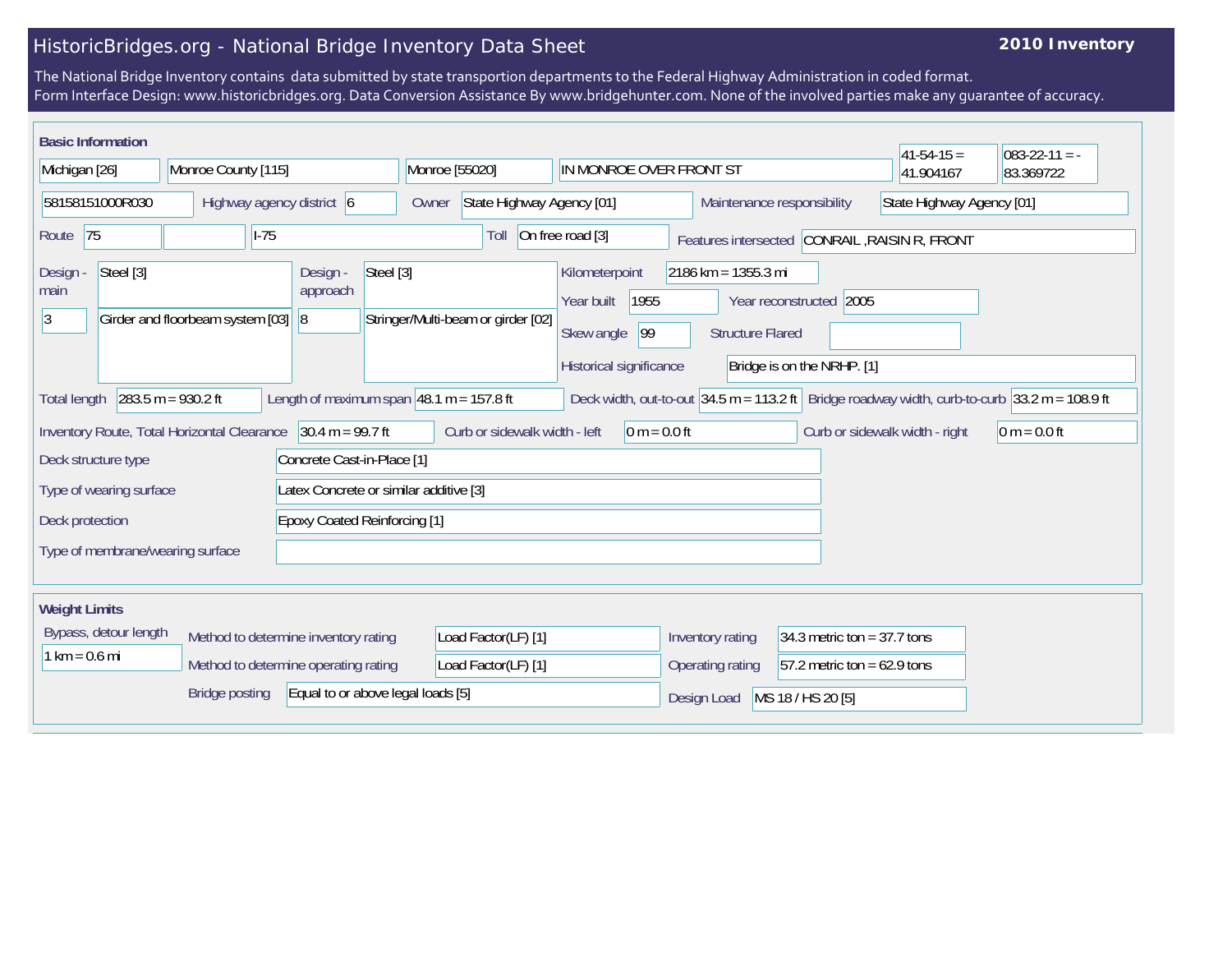# HistoricBridges.org - National Bridge Inventory Data Sheet

**2010 Inventory**

The National Bridge Inventory contains data submitted by state transportion departments to the Federal Highway Administration in coded format.
Form Interface Design: www.historicbridges.org. Data Conversion Assistance By www.bridgehunter.com. None of the involved parties make any guarantee of accuracy.

## Basic Information

| | |
|---|---|
| State | Michigan [26] |
| County | Monroe County [115] |
| Place | Monroe [55020] |
| Location | IN MONROE OVER FRONT ST |
| Latitude | 41-54-15 = 41.904167 |
| Longitude | 083-22-11 = -83.369722 |
| Structure Number | 58158151000R030 |
| Highway agency district | 6 |
| Owner | State Highway Agency [01] |
| Maintenance responsibility | State Highway Agency [01] |
| Route | 75 |
| Route name | I-75 |
| Toll | On free road [3] |
| Features intersected | CONRAIL ,RAISIN R, FRONT |
| Design - main | Steel [3] |
| Design - main (type) | 3 — Girder and floorbeam system [03] |
| Design - approach | Steel [3] |
| Design - approach (type) | 8 — Stringer/Multi-beam or girder [02] |
| Kilometerpoint | 2186 km = 1355.3 mi |
| Year built | 1955 |
| Year reconstructed | 2005 |
| Skew angle | 99 |
| Structure Flared | |
| Historical significance | Bridge is on the NRHP. [1] |
| Total length | 283.5 m = 930.2 ft |
| Length of maximum span | 48.1 m = 157.8 ft |
| Deck width, out-to-out | 34.5 m = 113.2 ft |
| Bridge roadway width, curb-to-curb | 33.2 m = 108.9 ft |
| Inventory Route, Total Horizontal Clearance | 30.4 m = 99.7 ft |
| Curb or sidewalk width - left | 0 m = 0.0 ft |
| Curb or sidewalk width - right | 0 m = 0.0 ft |
| Deck structure type | Concrete Cast-in-Place [1] |
| Type of wearing surface | Latex Concrete or similar additive [3] |
| Deck protection | Epoxy Coated Reinforcing [1] |
| Type of membrane/wearing surface | |

## Weight Limits

| | |
|---|---|
| Bypass, detour length | 1 km = 0.6 mi |
| Method to determine inventory rating | Load Factor(LF) [1] |
| Method to determine operating rating | Load Factor(LF) [1] |
| Bridge posting | Equal to or above legal loads [5] |
| Inventory rating | 34.3 metric ton = 37.7 tons |
| Operating rating | 57.2 metric ton = 62.9 tons |
| Design Load | MS 18 / HS 20 [5] |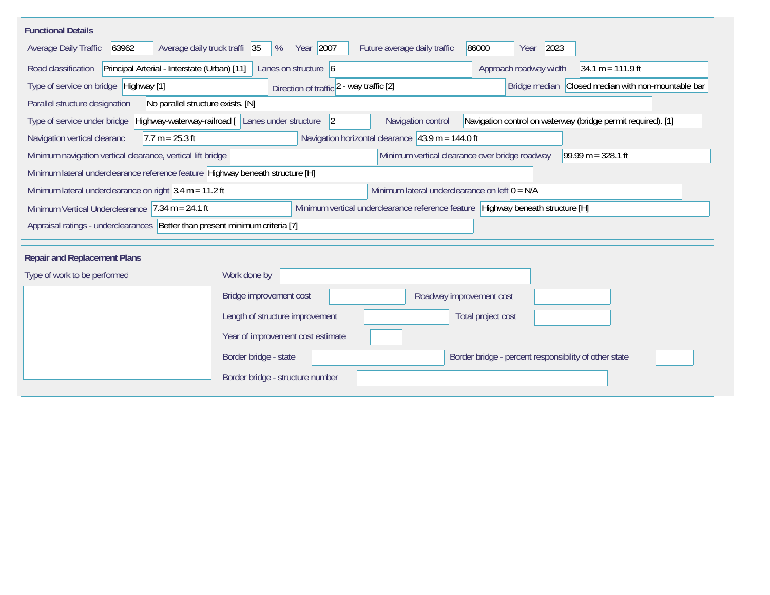## Functional Details

Average Daily Traffic: 63962
Average daily truck traffi: 35 %
Year: 2007
Future average daily traffic: 86000
Year: 2023

Road classification: Principal Arterial - Interstate (Urban) [11]
Lanes on structure: 6
Approach roadway width: 34.1 m = 111.9 ft

Type of service on bridge: Highway [1]
Direction of traffic: 2 - way traffic [2]
Bridge median: Closed median with non-mountable bar

Parallel structure designation: No parallel structure exists. [N]

Type of service under bridge: Highway-waterway-railroad [
Lanes under structure: 2
Navigation control: Navigation control on waterway (bridge permit required). [1]

Navigation vertical clearanc: 7.7 m = 25.3 ft
Navigation horizontal clearance: 43.9 m = 144.0 ft

Minimum navigation vertical clearance, vertical lift bridge:
Minimum vertical clearance over bridge roadway: 99.99 m = 328.1 ft

Minimum lateral underclearance reference feature: Highway beneath structure [H]

Minimum lateral underclearance on right: 3.4 m = 11.2 ft
Minimum lateral underclearance on left: 0 = N/A

Minimum Vertical Underclearance: 7.34 m = 24.1 ft
Minimum vertical underclearance reference feature: Highway beneath structure [H]

Appraisal ratings - underclearances: Better than present minimum criteria [7]

## Repair and Replacement Plans

Type of work to be performed:

Work done by:

Bridge improvement cost:
Roadway improvement cost:

Length of structure improvement:
Total project cost:

Year of improvement cost estimate:

Border bridge - state:
Border bridge - percent responsibility of other state:

Border bridge - structure number: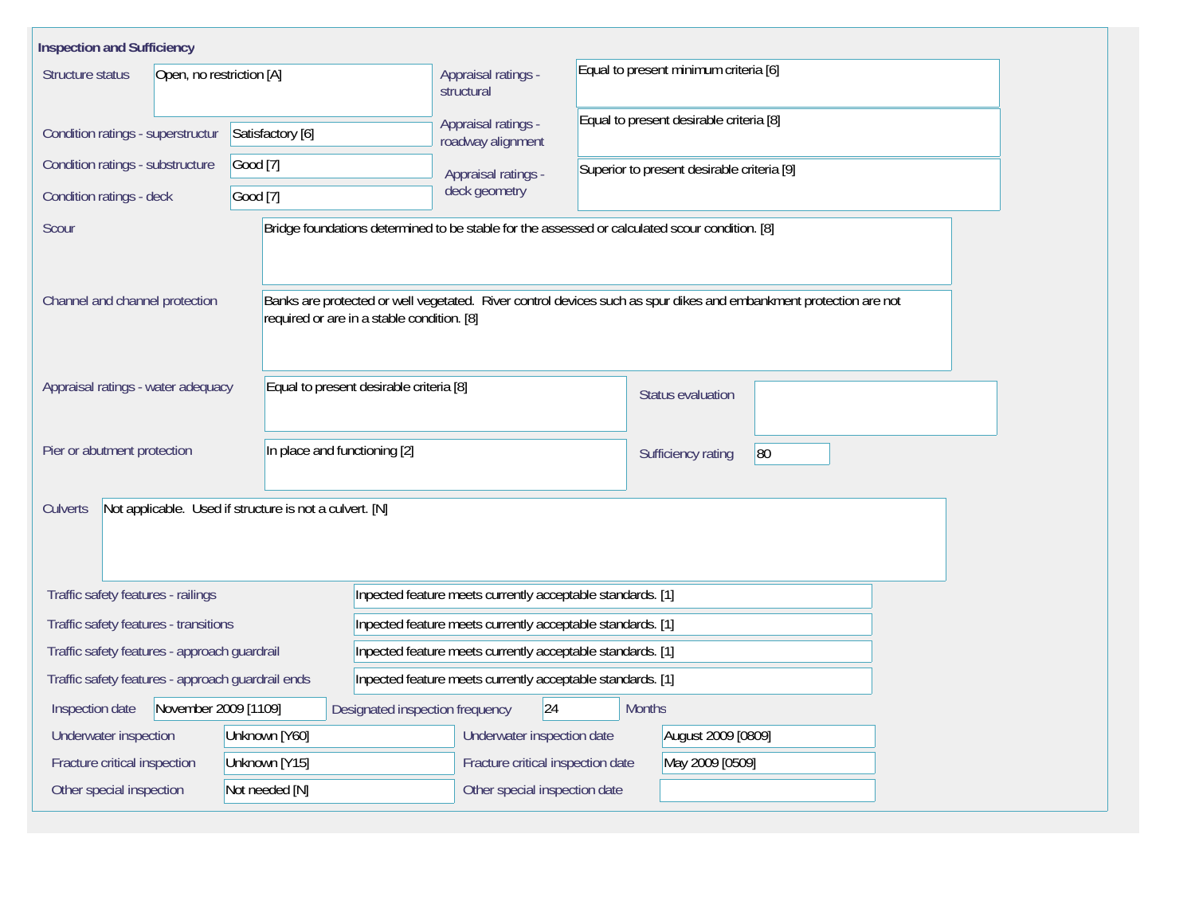## Inspection and Sufficiency

| | |
|---|---|
| Structure status | Open, no restriction [A] |
| Appraisal ratings - structural | Equal to present minimum criteria [6] |
| Condition ratings - superstructur | Satisfactory [6] |
| Appraisal ratings - roadway alignment | Equal to present desirable criteria [8] |
| Condition ratings - substructure | Good [7] |
| Appraisal ratings - deck geometry | Superior to present desirable criteria [9] |
| Condition ratings - deck | Good [7] |
| Scour | Bridge foundations determined to be stable for the assessed or calculated scour condition. [8] |
| Channel and channel protection | Banks are protected or well vegetated. River control devices such as spur dikes and embankment protection are not required or are in a stable condition. [8] |
| Appraisal ratings - water adequacy | Equal to present desirable criteria [8] |
| Status evaluation | |
| Pier or abutment protection | In place and functioning [2] |
| Sufficiency rating | 80 |
| Culverts | Not applicable. Used if structure is not a culvert. [N] |
| Traffic safety features - railings | Inpected feature meets currently acceptable standards. [1] |
| Traffic safety features - transitions | Inpected feature meets currently acceptable standards. [1] |
| Traffic safety features - approach guardrail | Inpected feature meets currently acceptable standards. [1] |
| Traffic safety features - approach guardrail ends | Inpected feature meets currently acceptable standards. [1] |
| Inspection date | November 2009 [1109] |
| Designated inspection frequency | 24 Months |
| Underwater inspection | Unknown [Y60] |
| Underwater inspection date | August 2009 [0809] |
| Fracture critical inspection | Unknown [Y15] |
| Fracture critical inspection date | May 2009 [0509] |
| Other special inspection | Not needed [N] |
| Other special inspection date | |